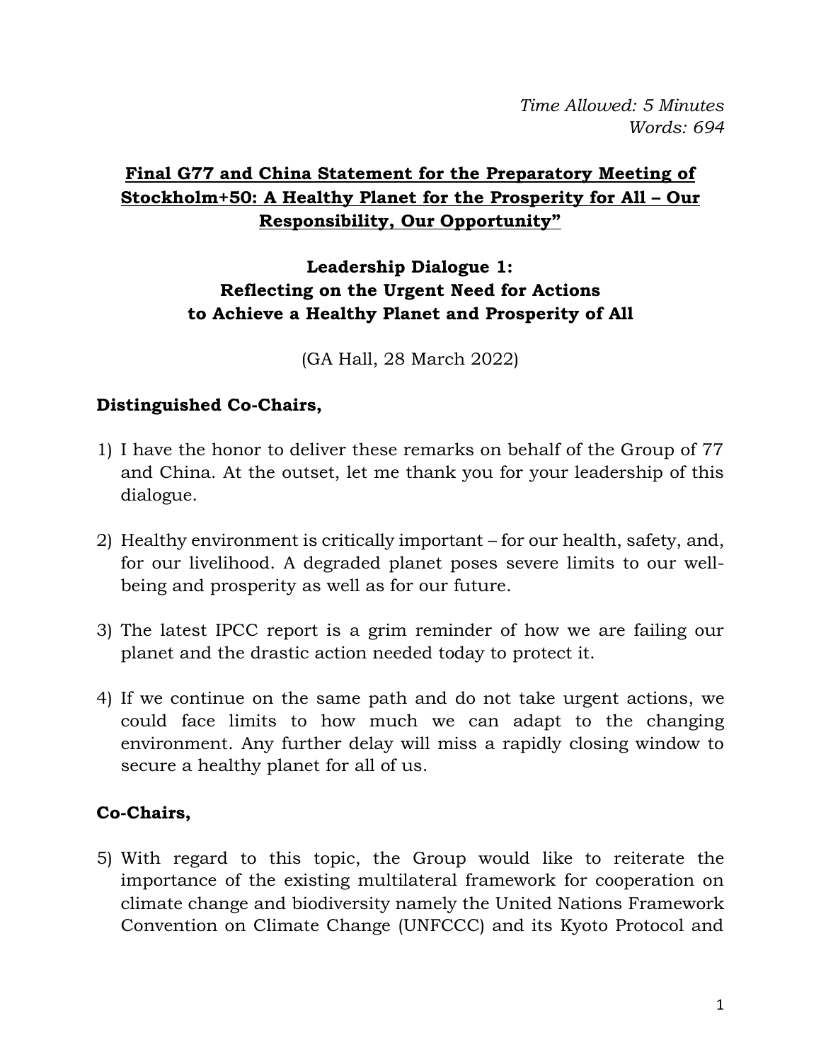*Time Allowed: 5 Minutes*
*Words: 694*

# Final G77 and China Statement for the Preparatory Meeting of Stockholm+50: A Healthy Planet for the Prosperity for All – Our Responsibility, Our Opportunity"

## Leadership Dialogue 1: Reflecting on the Urgent Need for Actions to Achieve a Healthy Planet and Prosperity of All

(GA Hall, 28 March 2022)

**Distinguished Co-Chairs,**

1) I have the honor to deliver these remarks on behalf of the Group of 77 and China. At the outset, let me thank you for your leadership of this dialogue.

2) Healthy environment is critically important – for our health, safety, and, for our livelihood. A degraded planet poses severe limits to our well-being and prosperity as well as for our future.

3) The latest IPCC report is a grim reminder of how we are failing our planet and the drastic action needed today to protect it.

4) If we continue on the same path and do not take urgent actions, we could face limits to how much we can adapt to the changing environment. Any further delay will miss a rapidly closing window to secure a healthy planet for all of us.

**Co-Chairs,**

5) With regard to this topic, the Group would like to reiterate the importance of the existing multilateral framework for cooperation on climate change and biodiversity namely the United Nations Framework Convention on Climate Change (UNFCCC) and its Kyoto Protocol and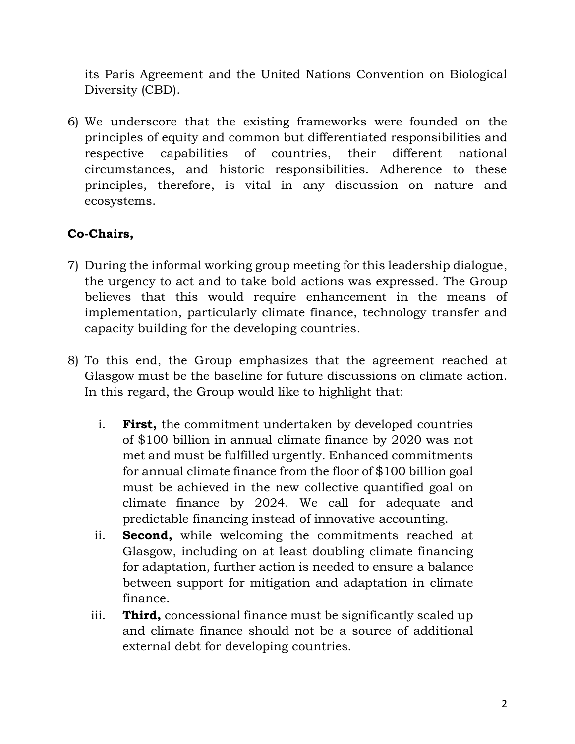its Paris Agreement and the United Nations Convention on Biological Diversity (CBD).

6) We underscore that the existing frameworks were founded on the principles of equity and common but differentiated responsibilities and respective capabilities of countries, their different national circumstances, and historic responsibilities. Adherence to these principles, therefore, is vital in any discussion on nature and ecosystems.

**Co-Chairs,**

7) During the informal working group meeting for this leadership dialogue, the urgency to act and to take bold actions was expressed. The Group believes that this would require enhancement in the means of implementation, particularly climate finance, technology transfer and capacity building for the developing countries.

8) To this end, the Group emphasizes that the agreement reached at Glasgow must be the baseline for future discussions on climate action. In this regard, the Group would like to highlight that:

   i. **First,** the commitment undertaken by developed countries of $100 billion in annual climate finance by 2020 was not met and must be fulfilled urgently. Enhanced commitments for annual climate finance from the floor of $100 billion goal must be achieved in the new collective quantified goal on climate finance by 2024. We call for adequate and predictable financing instead of innovative accounting.

   ii. **Second,** while welcoming the commitments reached at Glasgow, including on at least doubling climate financing for adaptation, further action is needed to ensure a balance between support for mitigation and adaptation in climate finance.

   iii. **Third,** concessional finance must be significantly scaled up and climate finance should not be a source of additional external debt for developing countries.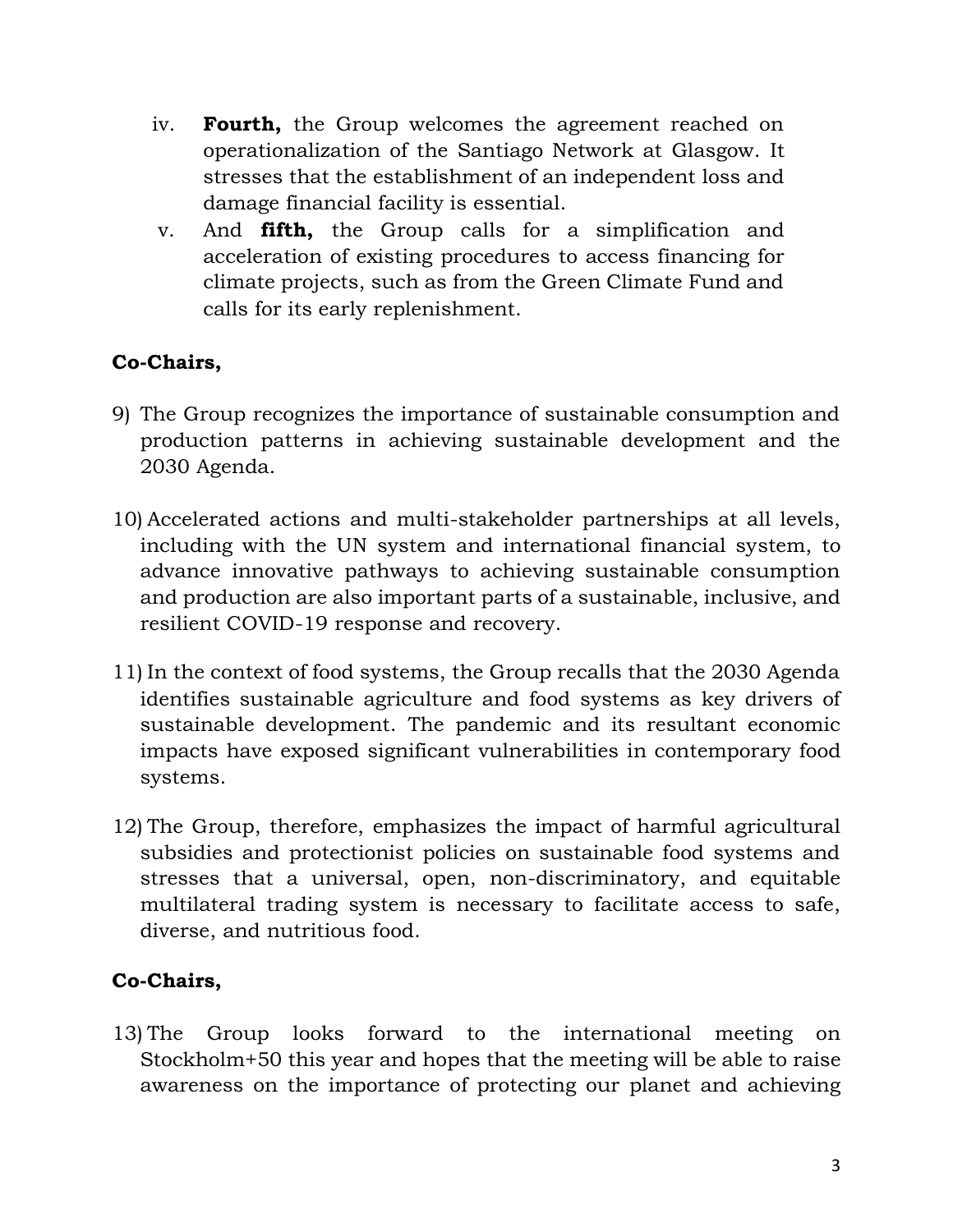iv. **Fourth,** the Group welcomes the agreement reached on operationalization of the Santiago Network at Glasgow. It stresses that the establishment of an independent loss and damage financial facility is essential.

v. And **fifth,** the Group calls for a simplification and acceleration of existing procedures to access financing for climate projects, such as from the Green Climate Fund and calls for its early replenishment.

**Co-Chairs,**

9) The Group recognizes the importance of sustainable consumption and production patterns in achieving sustainable development and the 2030 Agenda.

10) Accelerated actions and multi-stakeholder partnerships at all levels, including with the UN system and international financial system, to advance innovative pathways to achieving sustainable consumption and production are also important parts of a sustainable, inclusive, and resilient COVID-19 response and recovery.

11) In the context of food systems, the Group recalls that the 2030 Agenda identifies sustainable agriculture and food systems as key drivers of sustainable development. The pandemic and its resultant economic impacts have exposed significant vulnerabilities in contemporary food systems.

12) The Group, therefore, emphasizes the impact of harmful agricultural subsidies and protectionist policies on sustainable food systems and stresses that a universal, open, non-discriminatory, and equitable multilateral trading system is necessary to facilitate access to safe, diverse, and nutritious food.

**Co-Chairs,**

13) The Group looks forward to the international meeting on Stockholm+50 this year and hopes that the meeting will be able to raise awareness on the importance of protecting our planet and achieving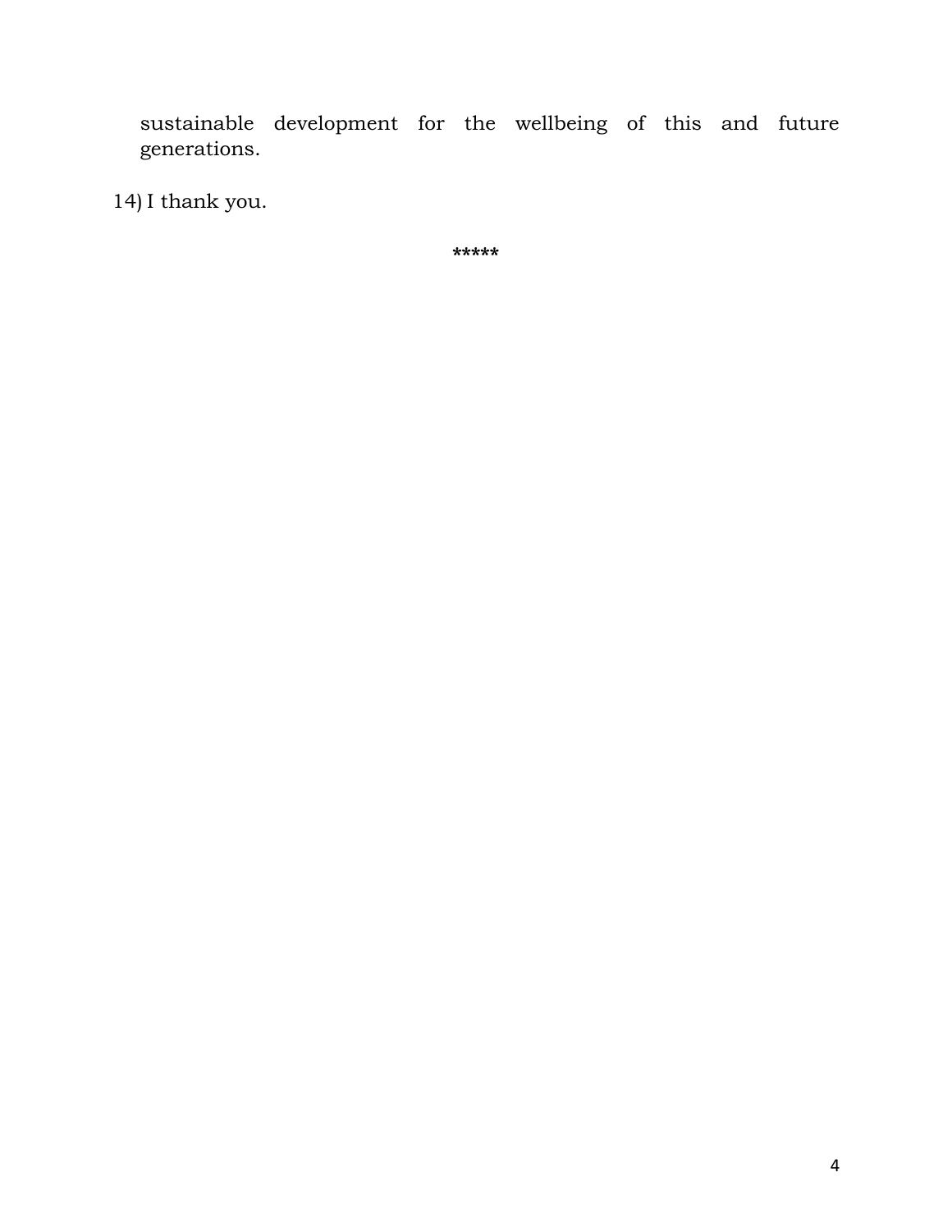sustainable development for the wellbeing of this and future generations.

14) I thank you.

*****